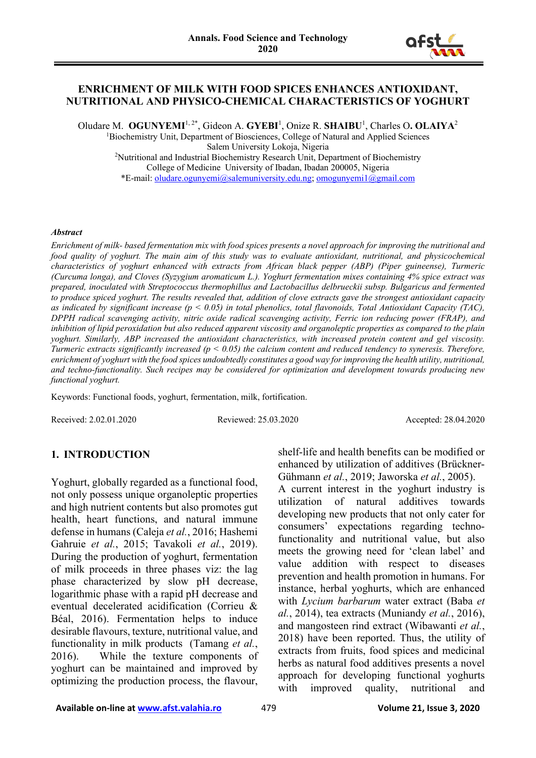# ENRICHMENT OF MILK WITH FOOD SPICES ENHANCES ANTIOXIDANT, NUTRITIONAL AND PHYSICO-CHEMICAL CHARACTERISTICS OF YOGHURT

Oludare M. **OGUNYEMI**[1, 2*], Gideon A. **GYEBI**[1], Onize R. **SHAIBU**[1], Charles O**. OLAIYA**[2]

[1]Biochemistry Unit, Department of Biosciences, College of Natural and Applied Sciences
Salem University Lokoja, Nigeria
[2]Nutritional and Industrial Biochemistry Research Unit, Department of Biochemistry
College of Medicine University of Ibadan, Ibadan 200005, Nigeria
*E-mail: oludare.ogunyemi@salemuniversity.edu.ng; omogunyemi1@gmail.com

***Abstract***

*Enrichment of milk- based fermentation mix with food spices presents a novel approach for improving the nutritional and food quality of yoghurt. The main aim of this study was to evaluate antioxidant, nutritional, and physicochemical characteristics of yoghurt enhanced with extracts from African black pepper (ABP) (Piper guineense), Turmeric (Curcuma longa), and Cloves (Syzygium aromaticum L.). Yoghurt fermentation mixes containing 4% spice extract was prepared, inoculated with Streptococcus thermophillus and Lactobacillus delbrueckii subsp. Bulgaricus and fermented to produce spiced yoghurt. The results revealed that, addition of clove extracts gave the strongest antioxidant capacity as indicated by significant increase ($p < 0.05$) in total phenolics, total flavonoids, Total Antioxidant Capacity (TAC), DPPH radical scavenging activity, nitric oxide radical scavenging activity, Ferric ion reducing power (FRAP), and inhibition of lipid peroxidation but also reduced apparent viscosity and organoleptic properties as compared to the plain yoghurt. Similarly, ABP increased the antioxidant characteristics, with increased protein content and gel viscosity. Turmeric extracts significantly increased ($p < 0.05$) the calcium content and reduced tendency to syneresis. Therefore, enrichment of yoghurt with the food spices undoubtedly constitutes a good way for improving the health utility, nutritional, and techno-functionality. Such recipes may be considered for optimization and development towards producing new functional yoghurt.*

Keywords: Functional foods, yoghurt, fermentation, milk, fortification.

Received: 2.02.01.2020 Reviewed: 25.03.2020 Accepted: 28.04.2020

## 1. INTRODUCTION

Yoghurt, globally regarded as a functional food, not only possess unique organoleptic properties and high nutrient contents but also promotes gut health, heart functions, and natural immune defense in humans (Caleja *et al.*, 2016; Hashemi Gahruie *et al.*, 2015; Tavakoli *et al.*, 2019). During the production of yoghurt, fermentation of milk proceeds in three phases viz: the lag phase characterized by slow pH decrease, logarithmic phase with a rapid pH decrease and eventual decelerated acidification (Corrieu & Béal, 2016). Fermentation helps to induce desirable flavours, texture, nutritional value, and functionality in milk products (Tamang *et al.*, 2016). While the texture components of yoghurt can be maintained and improved by optimizing the production process, the flavour, shelf-life and health benefits can be modified or enhanced by utilization of additives (Brückner-Gühmann *et al.*, 2019; Jaworska *et al.*, 2005).

A current interest in the yoghurt industry is utilization of natural additives towards developing new products that not only cater for consumers' expectations regarding techno-functionality and nutritional value, but also meets the growing need for 'clean label' and value addition with respect to diseases prevention and health promotion in humans. For instance, herbal yoghurts, which are enhanced with *Lycium barbarum* water extract (Baba *et al.*, 2014), tea extracts (Muniandy *et al.*, 2016), and mangosteen rind extract (Wibawanti *et al.*, 2018) have been reported. Thus, the utility of extracts from fruits, food spices and medicinal herbs as natural food additives presents a novel approach for developing functional yoghurts with improved quality, nutritional and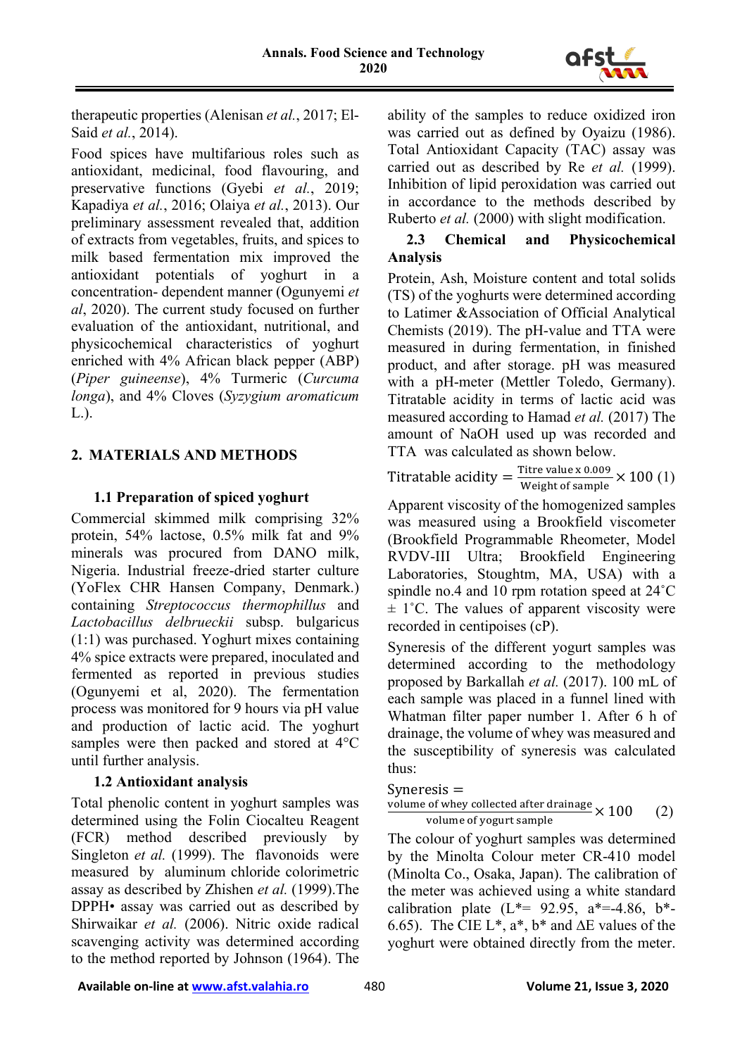therapeutic properties (Alenisan *et al.*, 2017; El-Said *et al.*, 2014).

Food spices have multifarious roles such as antioxidant, medicinal, food flavouring, and preservative functions (Gyebi *et al.*, 2019; Kapadiya *et al.*, 2016; Olaiya *et al.*, 2013). Our preliminary assessment revealed that, addition of extracts from vegetables, fruits, and spices to milk based fermentation mix improved the antioxidant potentials of yoghurt in a concentration- dependent manner (Ogunyemi *et al*, 2020). The current study focused on further evaluation of the antioxidant, nutritional, and physicochemical characteristics of yoghurt enriched with 4% African black pepper (ABP) (*Piper guineense*), 4% Turmeric (*Curcuma longa*), and 4% Cloves (*Syzygium aromaticum* L.).

## 2. MATERIALS AND METHODS

### 1.1 Preparation of spiced yoghurt

Commercial skimmed milk comprising 32% protein, 54% lactose, 0.5% milk fat and 9% minerals was procured from DANO milk, Nigeria. Industrial freeze-dried starter culture (YoFlex CHR Hansen Company, Denmark.) containing *Streptococcus thermophillus* and *Lactobacillus delbrueckii* subsp. bulgaricus (1:1) was purchased. Yoghurt mixes containing 4% spice extracts were prepared, inoculated and fermented as reported in previous studies (Ogunyemi et al, 2020). The fermentation process was monitored for 9 hours via pH value and production of lactic acid. The yoghurt samples were then packed and stored at 4°C until further analysis.

### 1.2 Antioxidant analysis

Total phenolic content in yoghurt samples was determined using the Folin Ciocalteu Reagent (FCR) method described previously by Singleton *et al.* (1999). The flavonoids were measured by aluminum chloride colorimetric assay as described by Zhishen *et al.* (1999).The DPPH• assay was carried out as described by Shirwaikar *et al.* (2006). Nitric oxide radical scavenging activity was determined according to the method reported by Johnson (1964). The ability of the samples to reduce oxidized iron was carried out as defined by Oyaizu (1986). Total Antioxidant Capacity (TAC) assay was carried out as described by Re *et al.* (1999). Inhibition of lipid peroxidation was carried out in accordance to the methods described by Ruberto *et al.* (2000) with slight modification.

### 2.3 Chemical and Physicochemical Analysis

Protein, Ash, Moisture content and total solids (TS) of the yoghurts were determined according to Latimer &Association of Official Analytical Chemists (2019). The pH-value and TTA were measured in during fermentation, in finished product, and after storage. pH was measured with a pH-meter (Mettler Toledo, Germany). Titratable acidity in terms of lactic acid was measured according to Hamad *et al.* (2017) The amount of NaOH used up was recorded and TTA was calculated as shown below.

$$\text{Titratable acidity} = \frac{\text{Titre value x 0.009}}{\text{Weight of sample}} \times 100 \quad (1)$$

Apparent viscosity of the homogenized samples was measured using a Brookfield viscometer (Brookfield Programmable Rheometer, Model RVDV-III Ultra; Brookfield Engineering Laboratories, Stoughtm, MA, USA) with a spindle no.4 and 10 rpm rotation speed at 24˚C ± 1˚C. The values of apparent viscosity were recorded in centipoises (cP).

Syneresis of the different yogurt samples was determined according to the methodology proposed by Barkallah *et al.* (2017). 100 mL of each sample was placed in a funnel lined with Whatman filter paper number 1. After 6 h of drainage, the volume of whey was measured and the susceptibility of syneresis was calculated thus:

$$\text{Syneresis} = \frac{\text{volume of whey collected after drainage}}{\text{volume of yogurt sample}} \times 100 \quad (2)$$

The colour of yoghurt samples was determined by the Minolta Colour meter CR-410 model (Minolta Co., Osaka, Japan). The calibration of the meter was achieved using a white standard calibration plate (L*= 92.95, a*=-4.86, b*-6.65). The CIE L*, a*, b* and ΔE values of the yoghurt were obtained directly from the meter.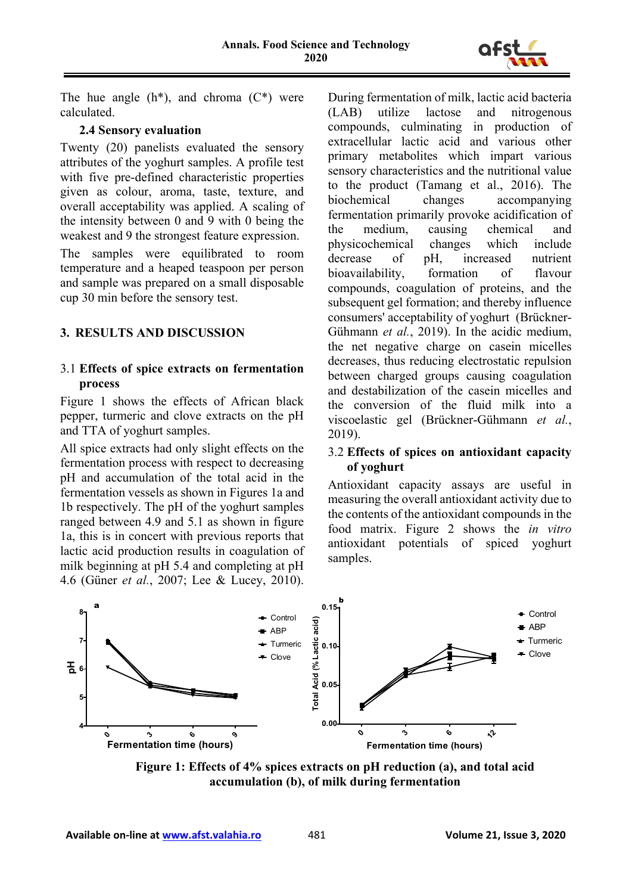The hue angle (h*), and chroma (C*) were calculated.

### 2.4 Sensory evaluation

Twenty (20) panelists evaluated the sensory attributes of the yoghurt samples. A profile test with five pre-defined characteristic properties given as colour, aroma, taste, texture, and overall acceptability was applied. A scaling of the intensity between 0 and 9 with 0 being the weakest and 9 the strongest feature expression.

The samples were equilibrated to room temperature and a heaped teaspoon per person and sample was prepared on a small disposable cup 30 min before the sensory test.

## 3. RESULTS AND DISCUSSION

### 3.1 Effects of spice extracts on fermentation process

Figure 1 shows the effects of African black pepper, turmeric and clove extracts on the pH and TTA of yoghurt samples.

All spice extracts had only slight effects on the fermentation process with respect to decreasing pH and accumulation of the total acid in the fermentation vessels as shown in Figures 1a and 1b respectively. The pH of the yoghurt samples ranged between 4.9 and 5.1 as shown in figure 1a, this is in concert with previous reports that lactic acid production results in coagulation of milk beginning at pH 5.4 and completing at pH 4.6 (Güner *et al.*, 2007; Lee & Lucey, 2010).

During fermentation of milk, lactic acid bacteria (LAB) utilize lactose and nitrogenous compounds, culminating in production of extracellular lactic acid and various other primary metabolites which impart various sensory characteristics and the nutritional value to the product (Tamang et al., 2016). The biochemical changes accompanying fermentation primarily provoke acidification of the medium, causing chemical and physicochemical changes which include decrease of pH, increased nutrient bioavailability, formation of flavour compounds, coagulation of proteins, and the subsequent gel formation; and thereby influence consumers' acceptability of yoghurt (Brückner-Gühmann *et al.*, 2019). In the acidic medium, the net negative charge on casein micelles decreases, thus reducing electrostatic repulsion between charged groups causing coagulation and destabilization of the casein micelles and the conversion of the fluid milk into a viscoelastic gel (Brückner-Gühmann *et al.*, 2019).

### 3.2 Effects of spices on antioxidant capacity of yoghurt

Antioxidant capacity assays are useful in measuring the overall antioxidant activity due to the contents of the antioxidant compounds in the food matrix. Figure 2 shows the *in vitro* antioxidant potentials of spiced yoghurt samples.

**Figure 1: Effects of 4% spices extracts on pH reduction (a), and total acid accumulation (b), of milk during fermentation**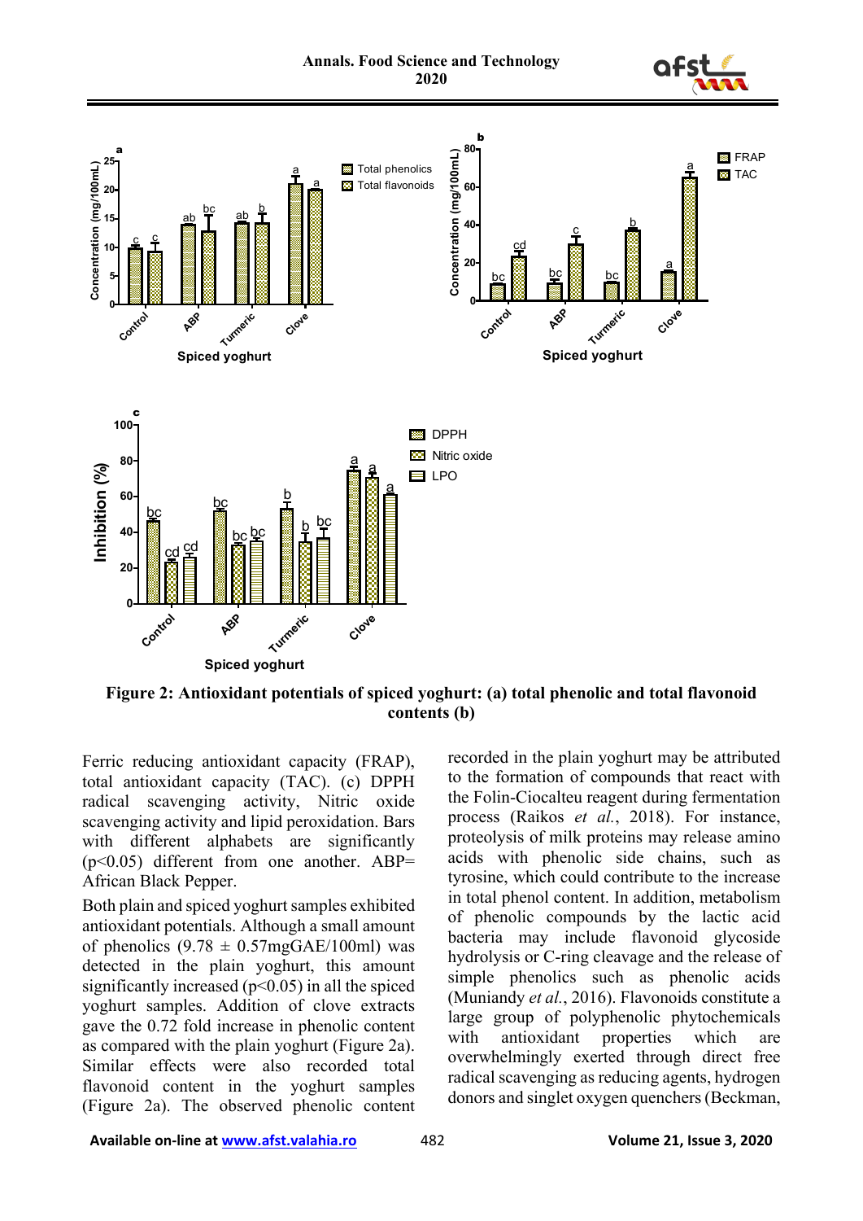**Figure 2: Antioxidant potentials of spiced yoghurt: (a) total phenolic and total flavonoid contents (b)**

Ferric reducing antioxidant capacity (FRAP), total antioxidant capacity (TAC). (c) DPPH radical scavenging activity, Nitric oxide scavenging activity and lipid peroxidation. Bars with different alphabets are significantly ($p<0.05$) different from one another. ABP= African Black Pepper.

Both plain and spiced yoghurt samples exhibited antioxidant potentials. Although a small amount of phenolics ($9.78 \pm 0.57$mgGAE/100ml) was detected in the plain yoghurt, this amount significantly increased ($p<0.05$) in all the spiced yoghurt samples. Addition of clove extracts gave the 0.72 fold increase in phenolic content as compared with the plain yoghurt (Figure 2a). Similar effects were also recorded total flavonoid content in the yoghurt samples (Figure 2a). The observed phenolic content recorded in the plain yoghurt may be attributed to the formation of compounds that react with the Folin-Ciocalteu reagent during fermentation process (Raikos *et al.*, 2018). For instance, proteolysis of milk proteins may release amino acids with phenolic side chains, such as tyrosine, which could contribute to the increase in total phenol content. In addition, metabolism of phenolic compounds by the lactic acid bacteria may include flavonoid glycoside hydrolysis or C-ring cleavage and the release of simple phenolics such as phenolic acids (Muniandy *et al.*, 2016). Flavonoids constitute a large group of polyphenolic phytochemicals with antioxidant properties which are overwhelmingly exerted through direct free radical scavenging as reducing agents, hydrogen donors and singlet oxygen quenchers (Beckman,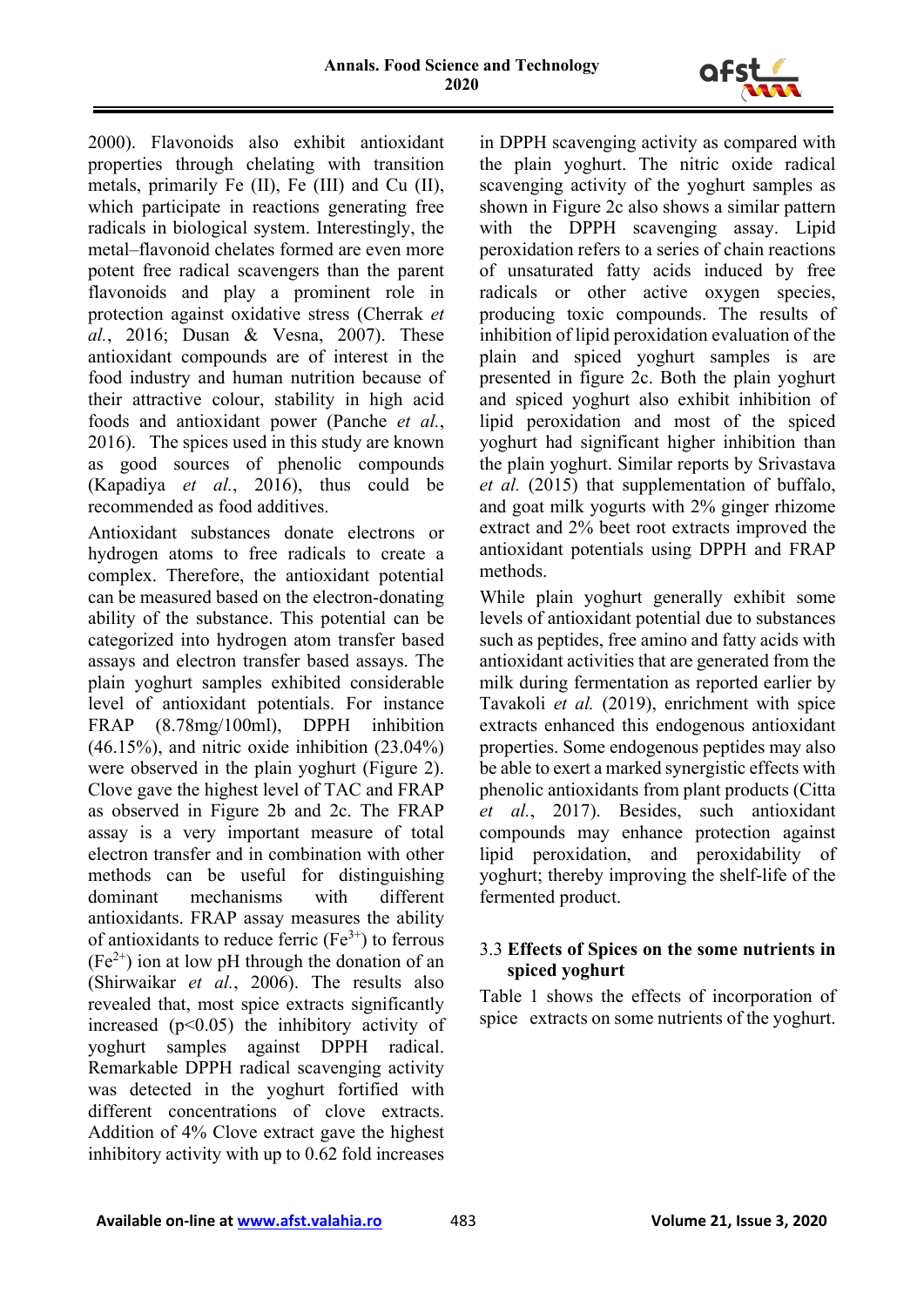2000). Flavonoids also exhibit antioxidant properties through chelating with transition metals, primarily Fe (II), Fe (III) and Cu (II), which participate in reactions generating free radicals in biological system. Interestingly, the metal–flavonoid chelates formed are even more potent free radical scavengers than the parent flavonoids and play a prominent role in protection against oxidative stress (Cherrak *et al.*, 2016; Dusan & Vesna, 2007). These antioxidant compounds are of interest in the food industry and human nutrition because of their attractive colour, stability in high acid foods and antioxidant power (Panche *et al.*, 2016). The spices used in this study are known as good sources of phenolic compounds (Kapadiya *et al.*, 2016), thus could be recommended as food additives.

Antioxidant substances donate electrons or hydrogen atoms to free radicals to create a complex. Therefore, the antioxidant potential can be measured based on the electron-donating ability of the substance. This potential can be categorized into hydrogen atom transfer based assays and electron transfer based assays. The plain yoghurt samples exhibited considerable level of antioxidant potentials. For instance FRAP (8.78mg/100ml), DPPH inhibition (46.15%), and nitric oxide inhibition (23.04%) were observed in the plain yoghurt (Figure 2). Clove gave the highest level of TAC and FRAP as observed in Figure 2b and 2c. The FRAP assay is a very important measure of total electron transfer and in combination with other methods can be useful for distinguishing dominant mechanisms with different antioxidants. FRAP assay measures the ability of antioxidants to reduce ferric ($Fe^{3+}$) to ferrous ($Fe^{2+}$) ion at low pH through the donation of an (Shirwaikar *et al.*, 2006). The results also revealed that, most spice extracts significantly increased ($p<0.05$) the inhibitory activity of yoghurt samples against DPPH radical. Remarkable DPPH radical scavenging activity was detected in the yoghurt fortified with different concentrations of clove extracts. Addition of 4% Clove extract gave the highest inhibitory activity with up to 0.62 fold increases in DPPH scavenging activity as compared with the plain yoghurt. The nitric oxide radical scavenging activity of the yoghurt samples as shown in Figure 2c also shows a similar pattern with the DPPH scavenging assay. Lipid peroxidation refers to a series of chain reactions of unsaturated fatty acids induced by free radicals or other active oxygen species, producing toxic compounds. The results of inhibition of lipid peroxidation evaluation of the plain and spiced yoghurt samples is are presented in figure 2c. Both the plain yoghurt and spiced yoghurt also exhibit inhibition of lipid peroxidation and most of the spiced yoghurt had significant higher inhibition than the plain yoghurt. Similar reports by Srivastava *et al.* (2015) that supplementation of buffalo, and goat milk yogurts with 2% ginger rhizome extract and 2% beet root extracts improved the antioxidant potentials using DPPH and FRAP methods.

While plain yoghurt generally exhibit some levels of antioxidant potential due to substances such as peptides, free amino and fatty acids with antioxidant activities that are generated from the milk during fermentation as reported earlier by Tavakoli *et al.* (2019), enrichment with spice extracts enhanced this endogenous antioxidant properties. Some endogenous peptides may also be able to exert a marked synergistic effects with phenolic antioxidants from plant products (Citta *et al.*, 2017). Besides, such antioxidant compounds may enhance protection against lipid peroxidation, and peroxidability of yoghurt; thereby improving the shelf-life of the fermented product.

### 3.3 Effects of Spices on the some nutrients in spiced yoghurt

Table 1 shows the effects of incorporation of spice extracts on some nutrients of the yoghurt.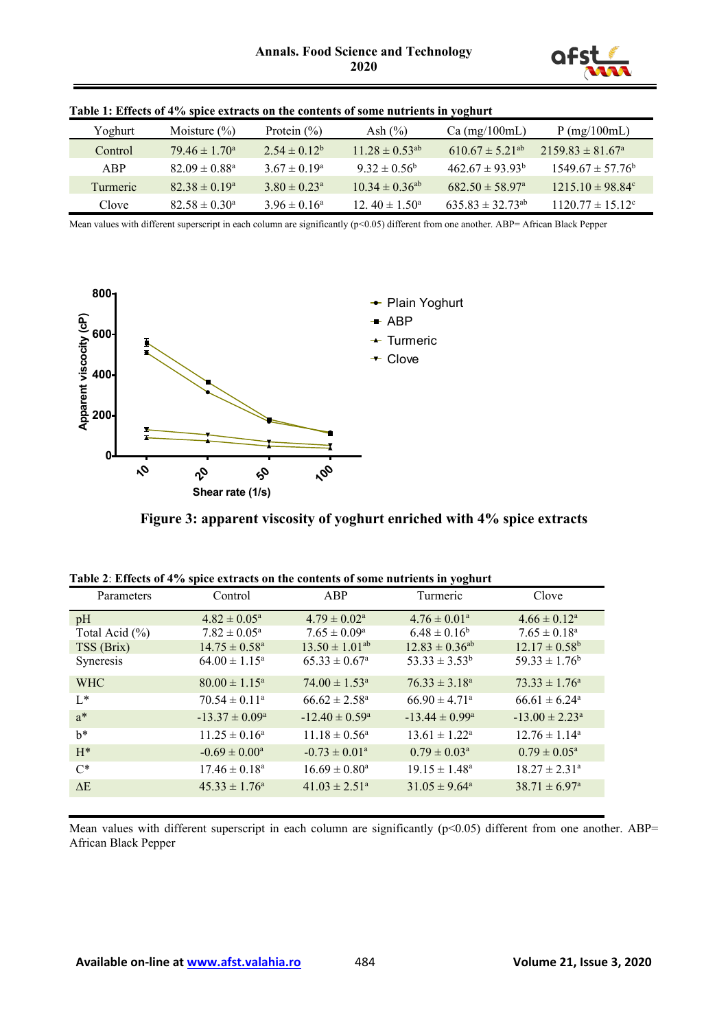**Table 1: Effects of 4% spice extracts on the contents of some nutrients in yoghurt**

| Yoghurt | Moisture (%) | Protein (%) | Ash (%) | Ca (mg/100mL) | P (mg/100mL) |
|---|---|---|---|---|---|
| Control | 79.46 ± 1.70[a] | 2.54 ± 0.12[b] | 11.28 ± 0.53[ab] | 610.67 ± 5.21[ab] | 2159.83 ± 81.67[a] |
| ABP | 82.09 ± 0.88[a] | 3.67 ± 0.19[a] | 9.32 ± 0.56[b] | 462.67 ± 93.93[b] | 1549.67 ± 57.76[b] |
| Turmeric | 82.38 ± 0.19[a] | 3.80 ± 0.23[a] | 10.34 ± 0.36[ab] | 682.50 ± 58.97[a] | 1215.10 ± 98.84[c] |
| Clove | 82.58 ± 0.30[a] | 3.96 ± 0.16[a] | 12. 40 ± 1.50[a] | 635.83 ± 32.73[ab] | 1120.77 ± 15.12[c] |

Mean values with different superscript in each column are significantly (p<0.05) different from one another. ABP= African Black Pepper

**Figure 3: apparent viscosity of yoghurt enriched with 4% spice extracts**

**Table 2**: **Effects of 4% spice extracts on the contents of some nutrients in yoghurt**

| Parameters | Control | ABP | Turmeric | Clove |
|---|---|---|---|---|
| pH | 4.82 ± 0.05[a] | 4.79 ± 0.02[a] | 4.76 ± 0.01[a] | 4.66 ± 0.12[a] |
| Total Acid (%) | 7.82 ± 0.05[a] | 7.65 ± 0.09[a] | 6.48 ± 0.16[b] | 7.65 ± 0.18[a] |
| TSS (Brix) | 14.75 ± 0.58[a] | 13.50 ± 1.01[ab] | 12.83 ± 0.36[ab] | 12.17 ± 0.58[b] |
| Syneresis | 64.00 ± 1.15[a] | 65.33 ± 0.67[a] | 53.33 ± 3.53[b] | 59.33 ± 1.76[b] |
| WHC | 80.00 ± 1.15[a] | 74.00 ± 1.53[a] | 76.33 ± 3.18[a] | 73.33 ± 1.76[a] |
| L* | 70.54 ± 0.11[a] | 66.62 ± 2.58[a] | 66.90 ± 4.71[a] | 66.61 ± 6.24[a] |
| a* | -13.37 ± 0.09[a] | -12.40 ± 0.59[a] | -13.44 ± 0.99[a] | -13.00 ± 2.23[a] |
| b* | 11.25 ± 0.16[a] | 11.18 ± 0.56[a] | 13.61 ± 1.22[a] | 12.76 ± 1.14[a] |
| H* | -0.69 ± 0.00[a] | -0.73 ± 0.01[a] | 0.79 ± 0.03[a] | 0.79 ± 0.05[a] |
| C* | 17.46 ± 0.18[a] | 16.69 ± 0.80[a] | 19.15 ± 1.48[a] | 18.27 ± 2.31[a] |
| ΔE | 45.33 ± 1.76[a] | 41.03 ± 2.51[a] | 31.05 ± 9.64[a] | 38.71 ± 6.97[a] |

Mean values with different superscript in each column are significantly (p<0.05) different from one another. ABP= African Black Pepper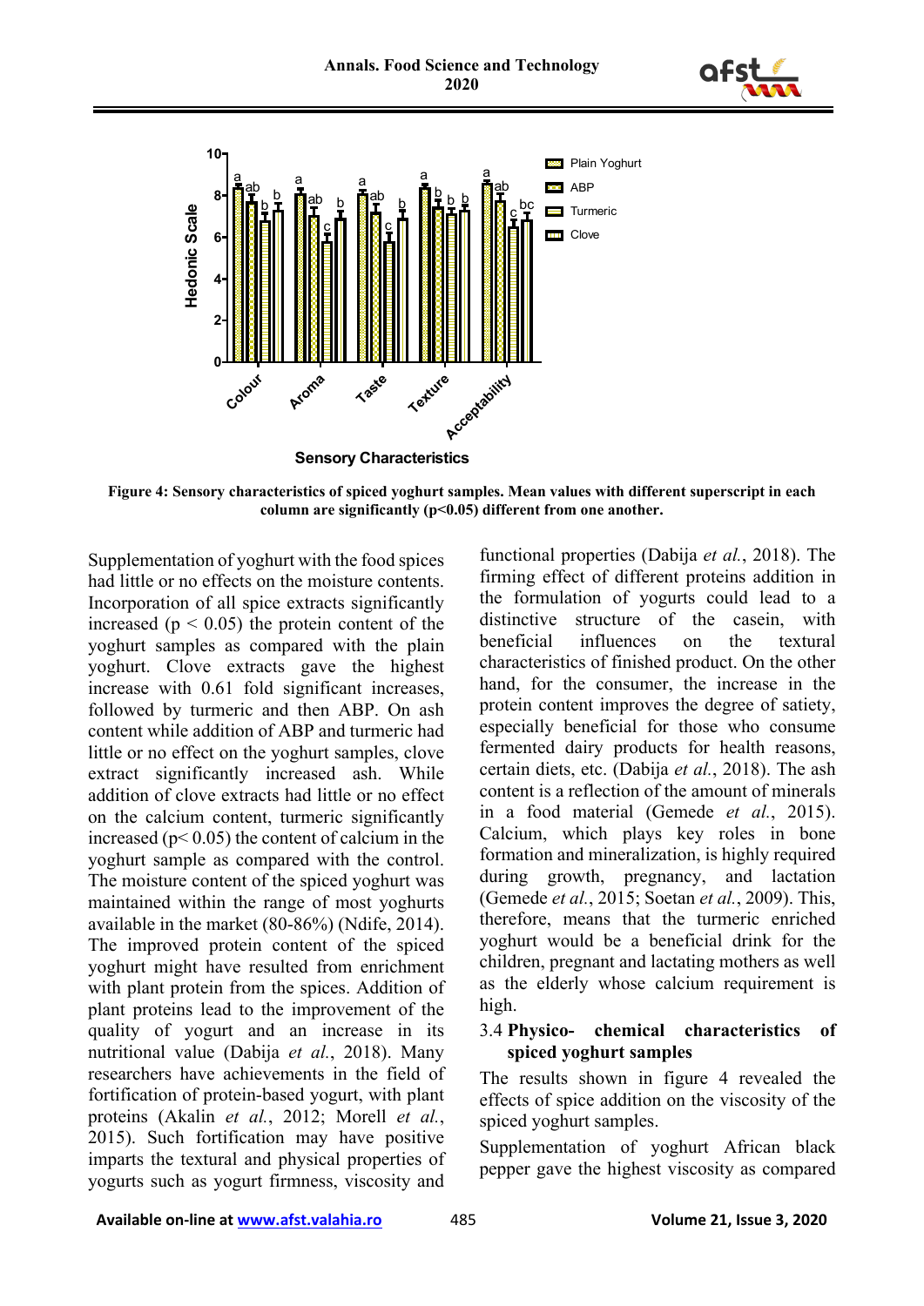**Figure 4: Sensory characteristics of spiced yoghurt samples. Mean values with different superscript in each column are significantly (p<0.05) different from one another.**

Supplementation of yoghurt with the food spices had little or no effects on the moisture contents. Incorporation of all spice extracts significantly increased ($p < 0.05$) the protein content of the yoghurt samples as compared with the plain yoghurt. Clove extracts gave the highest increase with 0.61 fold significant increases, followed by turmeric and then ABP. On ash content while addition of ABP and turmeric had little or no effect on the yoghurt samples, clove extract significantly increased ash. While addition of clove extracts had little or no effect on the calcium content, turmeric significantly increased ($p< 0.05$) the content of calcium in the yoghurt sample as compared with the control. The moisture content of the spiced yoghurt was maintained within the range of most yoghurts available in the market (80-86%) (Ndife, 2014). The improved protein content of the spiced yoghurt might have resulted from enrichment with plant protein from the spices. Addition of plant proteins lead to the improvement of the quality of yogurt and an increase in its nutritional value (Dabija *et al.*, 2018). Many researchers have achievements in the field of fortification of protein-based yogurt, with plant proteins (Akalin *et al.*, 2012; Morell *et al.*, 2015). Such fortification may have positive imparts the textural and physical properties of yogurts such as yogurt firmness, viscosity and functional properties (Dabija *et al.*, 2018). The firming effect of different proteins addition in the formulation of yogurts could lead to a distinctive structure of the casein, with beneficial influences on the textural characteristics of finished product. On the other hand, for the consumer, the increase in the protein content improves the degree of satiety, especially beneficial for those who consume fermented dairy products for health reasons, certain diets, etc. (Dabija *et al.*, 2018). The ash content is a reflection of the amount of minerals in a food material (Gemede *et al.*, 2015). Calcium, which plays key roles in bone formation and mineralization, is highly required during growth, pregnancy, and lactation (Gemede *et al.*, 2015; Soetan *et al.*, 2009). This, therefore, means that the turmeric enriched yoghurt would be a beneficial drink for the children, pregnant and lactating mothers as well as the elderly whose calcium requirement is high.

### 3.4 Physico- chemical characteristics of spiced yoghurt samples

The results shown in figure 4 revealed the effects of spice addition on the viscosity of the spiced yoghurt samples.

Supplementation of yoghurt African black pepper gave the highest viscosity as compared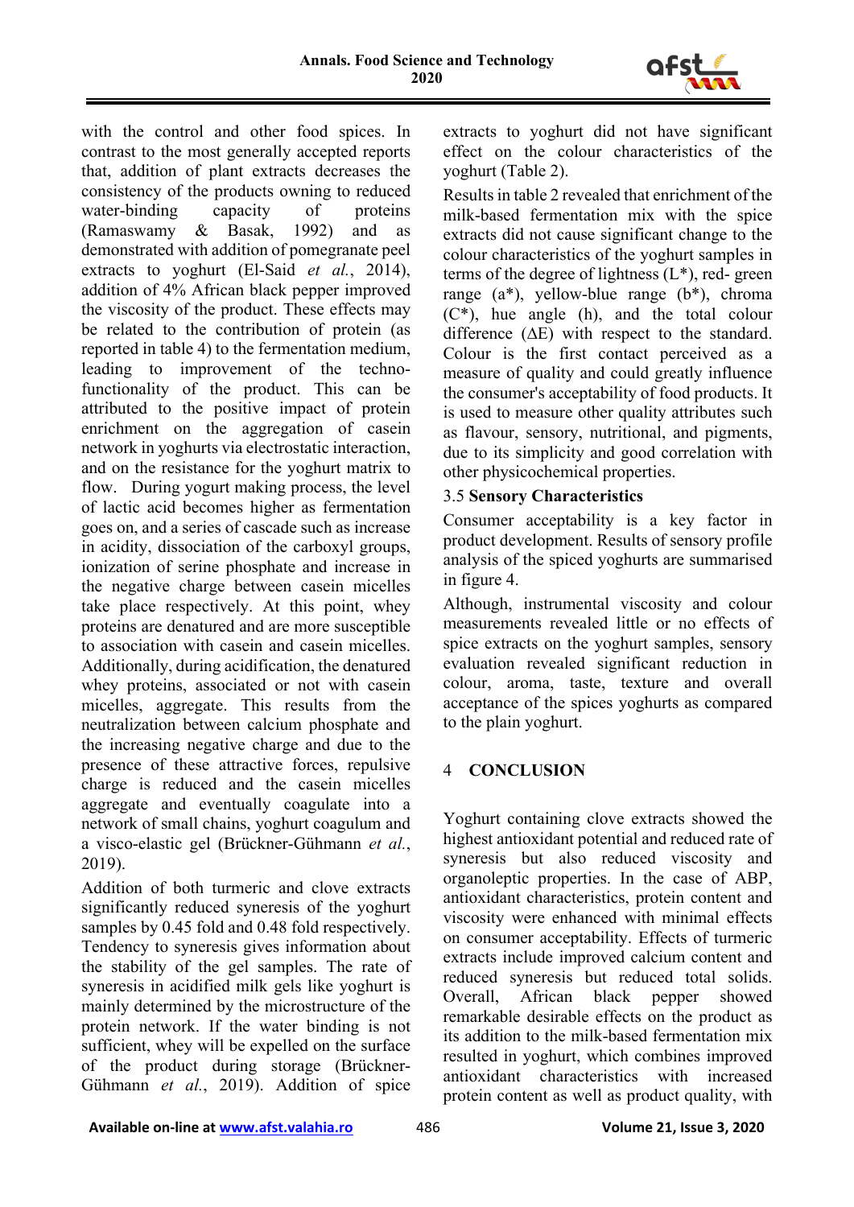with the control and other food spices. In contrast to the most generally accepted reports that, addition of plant extracts decreases the consistency of the products owning to reduced water-binding capacity of proteins (Ramaswamy & Basak, 1992) and as demonstrated with addition of pomegranate peel extracts to yoghurt (El-Said *et al.*, 2014), addition of 4% African black pepper improved the viscosity of the product. These effects may be related to the contribution of protein (as reported in table 4) to the fermentation medium, leading to improvement of the techno-functionality of the product. This can be attributed to the positive impact of protein enrichment on the aggregation of casein network in yoghurts via electrostatic interaction, and on the resistance for the yoghurt matrix to flow. During yogurt making process, the level of lactic acid becomes higher as fermentation goes on, and a series of cascade such as increase in acidity, dissociation of the carboxyl groups, ionization of serine phosphate and increase in the negative charge between casein micelles take place respectively. At this point, whey proteins are denatured and are more susceptible to association with casein and casein micelles. Additionally, during acidification, the denatured whey proteins, associated or not with casein micelles, aggregate. This results from the neutralization between calcium phosphate and the increasing negative charge and due to the presence of these attractive forces, repulsive charge is reduced and the casein micelles aggregate and eventually coagulate into a network of small chains, yoghurt coagulum and a visco-elastic gel (Brückner-Gühmann *et al.*, 2019).

Addition of both turmeric and clove extracts significantly reduced syneresis of the yoghurt samples by 0.45 fold and 0.48 fold respectively. Tendency to syneresis gives information about the stability of the gel samples. The rate of syneresis in acidified milk gels like yoghurt is mainly determined by the microstructure of the protein network. If the water binding is not sufficient, whey will be expelled on the surface of the product during storage (Brückner-Gühmann *et al.*, 2019). Addition of spice extracts to yoghurt did not have significant effect on the colour characteristics of the yoghurt (Table 2).

Results in table 2 revealed that enrichment of the milk-based fermentation mix with the spice extracts did not cause significant change to the colour characteristics of the yoghurt samples in terms of the degree of lightness ($L^*$), red- green range ($a^*$), yellow-blue range ($b^*$), chroma ($C^*$), hue angle (h), and the total colour difference ($\Delta E$) with respect to the standard. Colour is the first contact perceived as a measure of quality and could greatly influence the consumer's acceptability of food products. It is used to measure other quality attributes such as flavour, sensory, nutritional, and pigments, due to its simplicity and good correlation with other physicochemical properties.

### 3.5 Sensory Characteristics

Consumer acceptability is a key factor in product development. Results of sensory profile analysis of the spiced yoghurts are summarised in figure 4.

Although, instrumental viscosity and colour measurements revealed little or no effects of spice extracts on the yoghurt samples, sensory evaluation revealed significant reduction in colour, aroma, taste, texture and overall acceptance of the spices yoghurts as compared to the plain yoghurt.

## 4 CONCLUSION

Yoghurt containing clove extracts showed the highest antioxidant potential and reduced rate of syneresis but also reduced viscosity and organoleptic properties. In the case of ABP, antioxidant characteristics, protein content and viscosity were enhanced with minimal effects on consumer acceptability. Effects of turmeric extracts include improved calcium content and reduced syneresis but reduced total solids. Overall, African black pepper showed remarkable desirable effects on the product as its addition to the milk-based fermentation mix resulted in yoghurt, which combines improved antioxidant characteristics with increased protein content as well as product quality, with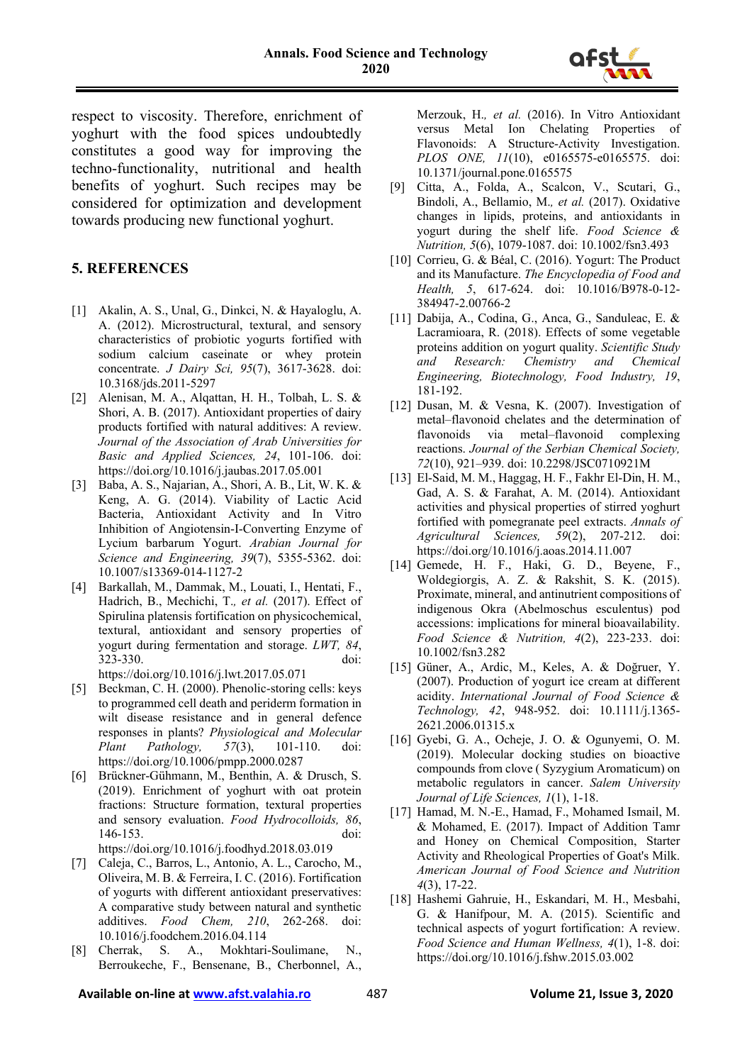respect to viscosity. Therefore, enrichment of yoghurt with the food spices undoubtedly constitutes a good way for improving the techno-functionality, nutritional and health benefits of yoghurt. Such recipes may be considered for optimization and development towards producing new functional yoghurt.

## 5. REFERENCES

[1] Akalin, A. S., Unal, G., Dinkci, N. & Hayaloglu, A. A. (2012). Microstructural, textural, and sensory characteristics of probiotic yogurts fortified with sodium calcium caseinate or whey protein concentrate. *J Dairy Sci, 95*(7), 3617-3628. doi: 10.3168/jds.2011-5297

[2] Alenisan, M. A., Alqattan, H. H., Tolbah, L. S. & Shori, A. B. (2017). Antioxidant properties of dairy products fortified with natural additives: A review. *Journal of the Association of Arab Universities for Basic and Applied Sciences, 24*, 101-106. doi: https://doi.org/10.1016/j.jaubas.2017.05.001

[3] Baba, A. S., Najarian, A., Shori, A. B., Lit, W. K. & Keng, A. G. (2014). Viability of Lactic Acid Bacteria, Antioxidant Activity and In Vitro Inhibition of Angiotensin-I-Converting Enzyme of Lycium barbarum Yogurt. *Arabian Journal for Science and Engineering, 39*(7), 5355-5362. doi: 10.1007/s13369-014-1127-2

[4] Barkallah, M., Dammak, M., Louati, I., Hentati, F., Hadrich, B., Mechichi, T., *et al.* (2017). Effect of Spirulina platensis fortification on physicochemical, textural, antioxidant and sensory properties of yogurt during fermentation and storage. *LWT, 84*, 323-330. doi: https://doi.org/10.1016/j.lwt.2017.05.071

[5] Beckman, C. H. (2000). Phenolic-storing cells: keys to programmed cell death and periderm formation in wilt disease resistance and in general defence responses in plants? *Physiological and Molecular Plant Pathology, 57*(3), 101-110. doi: https://doi.org/10.1006/pmpp.2000.0287

[6] Brückner-Gühmann, M., Benthin, A. & Drusch, S. (2019). Enrichment of yoghurt with oat protein fractions: Structure formation, textural properties and sensory evaluation. *Food Hydrocolloids, 86*, 146-153. doi: https://doi.org/10.1016/j.foodhyd.2018.03.019

[7] Caleja, C., Barros, L., Antonio, A. L., Carocho, M., Oliveira, M. B. & Ferreira, I. C. (2016). Fortification of yogurts with different antioxidant preservatives: A comparative study between natural and synthetic additives. *Food Chem, 210*, 262-268. doi: 10.1016/j.foodchem.2016.04.114

[8] Cherrak, S. A., Mokhtari-Soulimane, N., Berroukeche, F., Bensenane, B., Cherbonnel, A., Merzouk, H., *et al.* (2016). In Vitro Antioxidant versus Metal Ion Chelating Properties of Flavonoids: A Structure-Activity Investigation. *PLOS ONE, 11*(10), e0165575-e0165575. doi: 10.1371/journal.pone.0165575

[9] Citta, A., Folda, A., Scalcon, V., Scutari, G., Bindoli, A., Bellamio, M., *et al.* (2017). Oxidative changes in lipids, proteins, and antioxidants in yogurt during the shelf life. *Food Science & Nutrition, 5*(6), 1079-1087. doi: 10.1002/fsn3.493

[10] Corrieu, G. & Béal, C. (2016). Yogurt: The Product and its Manufacture. *The Encyclopedia of Food and Health, 5*, 617-624. doi: 10.1016/B978-0-12-384947-2.00766-2

[11] Dabija, A., Codina, G., Anca, G., Sanduleac, E. & Lacramioara, R. (2018). Effects of some vegetable proteins addition on yogurt quality. *Scientific Study and Research: Chemistry and Chemical Engineering, Biotechnology, Food Industry, 19*, 181-192.

[12] Dusan, M. & Vesna, K. (2007). Investigation of metal–flavonoid chelates and the determination of flavonoids via metal–flavonoid complexing reactions. *Journal of the Serbian Chemical Society, 72*(10), 921–939. doi: 10.2298/JSC0710921M

[13] El-Said, M. M., Haggag, H. F., Fakhr El-Din, H. M., Gad, A. S. & Farahat, A. M. (2014). Antioxidant activities and physical properties of stirred yoghurt fortified with pomegranate peel extracts. *Annals of Agricultural Sciences, 59*(2), 207-212. doi: https://doi.org/10.1016/j.aoas.2014.11.007

[14] Gemede, H. F., Haki, G. D., Beyene, F., Woldegiorgis, A. Z. & Rakshit, S. K. (2015). Proximate, mineral, and antinutrient compositions of indigenous Okra (Abelmoschus esculentus) pod accessions: implications for mineral bioavailability. *Food Science & Nutrition, 4*(2), 223-233. doi: 10.1002/fsn3.282

[15] Güner, A., Ardic, M., Keles, A. & Doğruer, Y. (2007). Production of yogurt ice cream at different acidity. *International Journal of Food Science & Technology, 42*, 948-952. doi: 10.1111/j.1365-2621.2006.01315.x

[16] Gyebi, G. A., Ocheje, J. O. & Ogunyemi, O. M. (2019). Molecular docking studies on bioactive compounds from clove ( Syzygium Aromaticum) on metabolic regulators in cancer. *Salem University Journal of Life Sciences, 1*(1), 1-18.

[17] Hamad, M. N.-E., Hamad, F., Mohamed Ismail, M. & Mohamed, E. (2017). Impact of Addition Tamr and Honey on Chemical Composition, Starter Activity and Rheological Properties of Goat's Milk. *American Journal of Food Science and Nutrition 4*(3), 17-22.

[18] Hashemi Gahruie, H., Eskandari, M. H., Mesbahi, G. & Hanifpour, M. A. (2015). Scientific and technical aspects of yogurt fortification: A review. *Food Science and Human Wellness, 4*(1), 1-8. doi: https://doi.org/10.1016/j.fshw.2015.03.002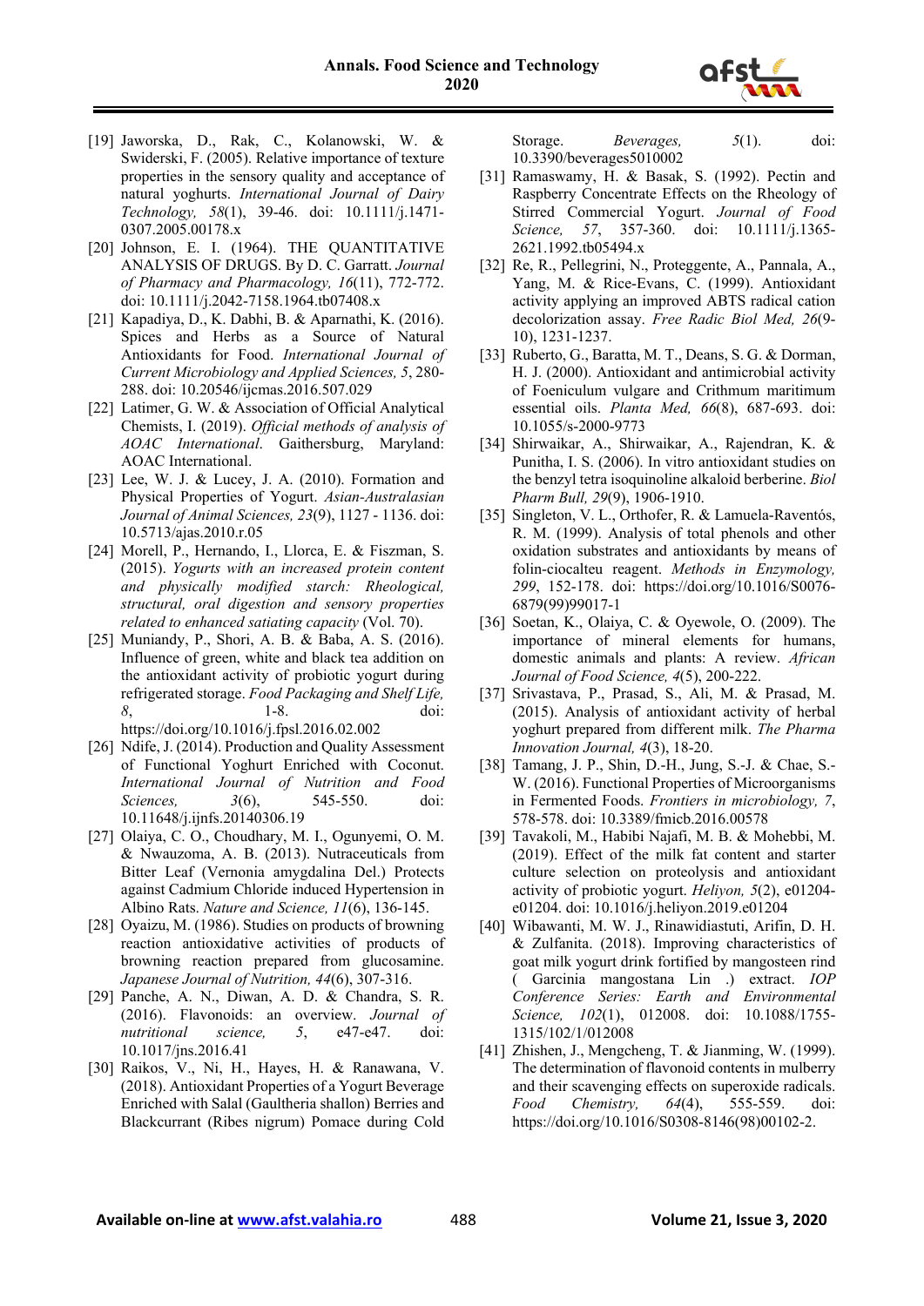[19] Jaworska, D., Rak, C., Kolanowski, W. & Swiderski, F. (2005). Relative importance of texture properties in the sensory quality and acceptance of natural yoghurts. *International Journal of Dairy Technology, 58*(1), 39-46. doi: 10.1111/j.1471-0307.2005.00178.x

[20] Johnson, E. I. (1964). THE QUANTITATIVE ANALYSIS OF DRUGS. By D. C. Garratt. *Journal of Pharmacy and Pharmacology, 16*(11), 772-772. doi: 10.1111/j.2042-7158.1964.tb07408.x

[21] Kapadiya, D., K. Dabhi, B. & Aparnathi, K. (2016). Spices and Herbs as a Source of Natural Antioxidants for Food. *International Journal of Current Microbiology and Applied Sciences, 5*, 280-288. doi: 10.20546/ijcmas.2016.507.029

[22] Latimer, G. W. & Association of Official Analytical Chemists, I. (2019). *Official methods of analysis of AOAC International*. Gaithersburg, Maryland: AOAC International.

[23] Lee, W. J. & Lucey, J. A. (2010). Formation and Physical Properties of Yogurt. *Asian-Australasian Journal of Animal Sciences, 23*(9), 1127 - 1136. doi: 10.5713/ajas.2010.r.05

[24] Morell, P., Hernando, I., Llorca, E. & Fiszman, S. (2015). *Yogurts with an increased protein content and physically modified starch: Rheological, structural, oral digestion and sensory properties related to enhanced satiating capacity* (Vol. 70).

[25] Muniandy, P., Shori, A. B. & Baba, A. S. (2016). Influence of green, white and black tea addition on the antioxidant activity of probiotic yogurt during refrigerated storage. *Food Packaging and Shelf Life, 8*, 1-8. doi: https://doi.org/10.1016/j.fpsl.2016.02.002

[26] Ndife, J. (2014). Production and Quality Assessment of Functional Yoghurt Enriched with Coconut. *International Journal of Nutrition and Food Sciences, 3*(6), 545-550. doi: 10.11648/j.ijnfs.20140306.19

[27] Olaiya, C. O., Choudhary, M. I., Ogunyemi, O. M. & Nwauzoma, A. B. (2013). Nutraceuticals from Bitter Leaf (Vernonia amygdalina Del.) Protects against Cadmium Chloride induced Hypertension in Albino Rats. *Nature and Science, 11*(6), 136-145.

[28] Oyaizu, M. (1986). Studies on products of browning reaction antioxidative activities of products of browning reaction prepared from glucosamine. *Japanese Journal of Nutrition, 44*(6), 307-316.

[29] Panche, A. N., Diwan, A. D. & Chandra, S. R. (2016). Flavonoids: an overview. *Journal of nutritional science, 5*, e47-e47. doi: 10.1017/jns.2016.41

[30] Raikos, V., Ni, H., Hayes, H. & Ranawana, V. (2018). Antioxidant Properties of a Yogurt Beverage Enriched with Salal (Gaultheria shallon) Berries and Blackcurrant (Ribes nigrum) Pomace during Cold Storage. *Beverages, 5*(1). doi: 10.3390/beverages5010002

[31] Ramaswamy, H. & Basak, S. (1992). Pectin and Raspberry Concentrate Effects on the Rheology of Stirred Commercial Yogurt. *Journal of Food Science, 57*, 357-360. doi: 10.1111/j.1365-2621.1992.tb05494.x

[32] Re, R., Pellegrini, N., Proteggente, A., Pannala, A., Yang, M. & Rice-Evans, C. (1999). Antioxidant activity applying an improved ABTS radical cation decolorization assay. *Free Radic Biol Med, 26*(9-10), 1231-1237.

[33] Ruberto, G., Baratta, M. T., Deans, S. G. & Dorman, H. J. (2000). Antioxidant and antimicrobial activity of Foeniculum vulgare and Crithmum maritimum essential oils. *Planta Med, 66*(8), 687-693. doi: 10.1055/s-2000-9773

[34] Shirwaikar, A., Shirwaikar, A., Rajendran, K. & Punitha, I. S. (2006). In vitro antioxidant studies on the benzyl tetra isoquinoline alkaloid berberine. *Biol Pharm Bull, 29*(9), 1906-1910.

[35] Singleton, V. L., Orthofer, R. & Lamuela-Raventós, R. M. (1999). Analysis of total phenols and other oxidation substrates and antioxidants by means of folin-ciocalteu reagent. *Methods in Enzymology, 299*, 152-178. doi: https://doi.org/10.1016/S0076-6879(99)99017-1

[36] Soetan, K., Olaiya, C. & Oyewole, O. (2009). The importance of mineral elements for humans, domestic animals and plants: A review. *African Journal of Food Science, 4*(5), 200-222.

[37] Srivastava, P., Prasad, S., Ali, M. & Prasad, M. (2015). Analysis of antioxidant activity of herbal yoghurt prepared from different milk. *The Pharma Innovation Journal, 4*(3), 18-20.

[38] Tamang, J. P., Shin, D.-H., Jung, S.-J. & Chae, S.-W. (2016). Functional Properties of Microorganisms in Fermented Foods. *Frontiers in microbiology, 7*, 578-578. doi: 10.3389/fmicb.2016.00578

[39] Tavakoli, M., Habibi Najafi, M. B. & Mohebbi, M. (2019). Effect of the milk fat content and starter culture selection on proteolysis and antioxidant activity of probiotic yogurt. *Heliyon, 5*(2), e01204-e01204. doi: 10.1016/j.heliyon.2019.e01204

[40] Wibawanti, M. W. J., Rinawidiastuti, Arifin, D. H. & Zulfanita. (2018). Improving characteristics of goat milk yogurt drink fortified by mangosteen rind ( Garcinia mangostana Lin .) extract. *IOP Conference Series: Earth and Environmental Science, 102*(1), 012008. doi: 10.1088/1755-1315/102/1/012008

[41] Zhishen, J., Mengcheng, T. & Jianming, W. (1999). The determination of flavonoid contents in mulberry and their scavenging effects on superoxide radicals. *Food Chemistry, 64*(4), 555-559. doi: https://doi.org/10.1016/S0308-8146(98)00102-2.